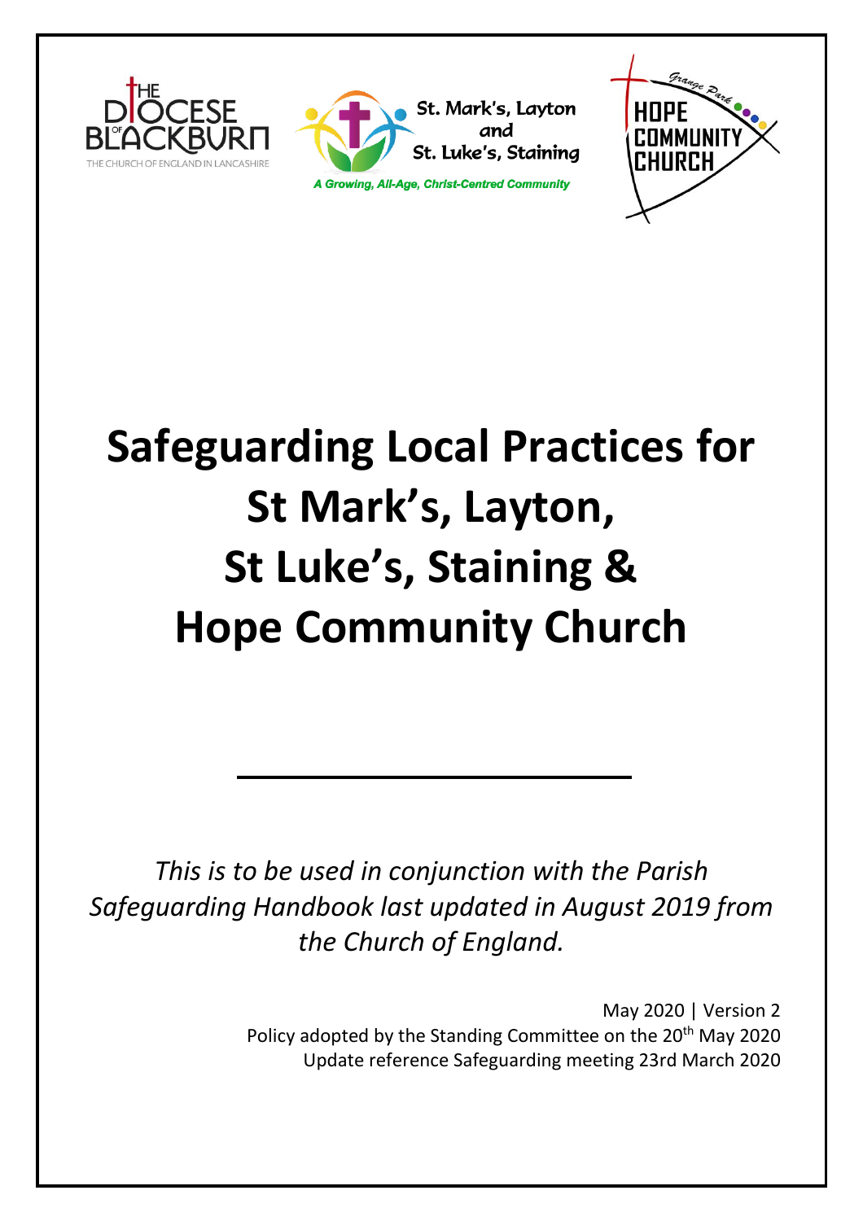THE DIOCESE OF BLACKBURN
THE CHURCH OF ENGLAND IN LANCASHIRE

St. Mark's, Layton and St. Luke's, Staining

*A Growing, All-Age, Christ-Centred Community*

Grange Park HOPE COMMUNITY CHURCH

# Safeguarding Local Practices for St Mark's, Layton, St Luke's, Staining & Hope Community Church

---

*This is to be used in conjunction with the Parish Safeguarding Handbook last updated in August 2019 from the Church of England.*

May 2020 | Version 2
Policy adopted by the Standing Committee on the 20th May 2020
Update reference Safeguarding meeting 23rd March 2020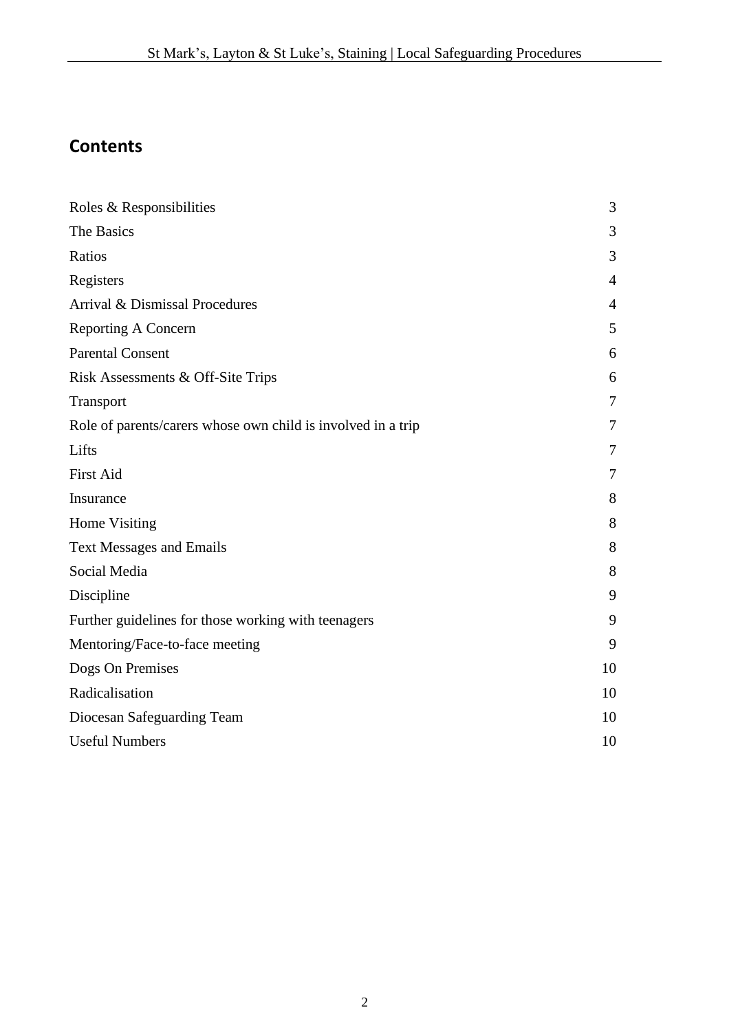## Contents

| | |
|---|---|
| Roles & Responsibilities | 3 |
| The Basics | 3 |
| Ratios | 3 |
| Registers | 4 |
| Arrival & Dismissal Procedures | 4 |
| Reporting A Concern | 5 |
| Parental Consent | 6 |
| Risk Assessments & Off-Site Trips | 6 |
| Transport | 7 |
| Role of parents/carers whose own child is involved in a trip | 7 |
| Lifts | 7 |
| First Aid | 7 |
| Insurance | 8 |
| Home Visiting | 8 |
| Text Messages and Emails | 8 |
| Social Media | 8 |
| Discipline | 9 |
| Further guidelines for those working with teenagers | 9 |
| Mentoring/Face-to-face meeting | 9 |
| Dogs On Premises | 10 |
| Radicalisation | 10 |
| Diocesan Safeguarding Team | 10 |
| Useful Numbers | 10 |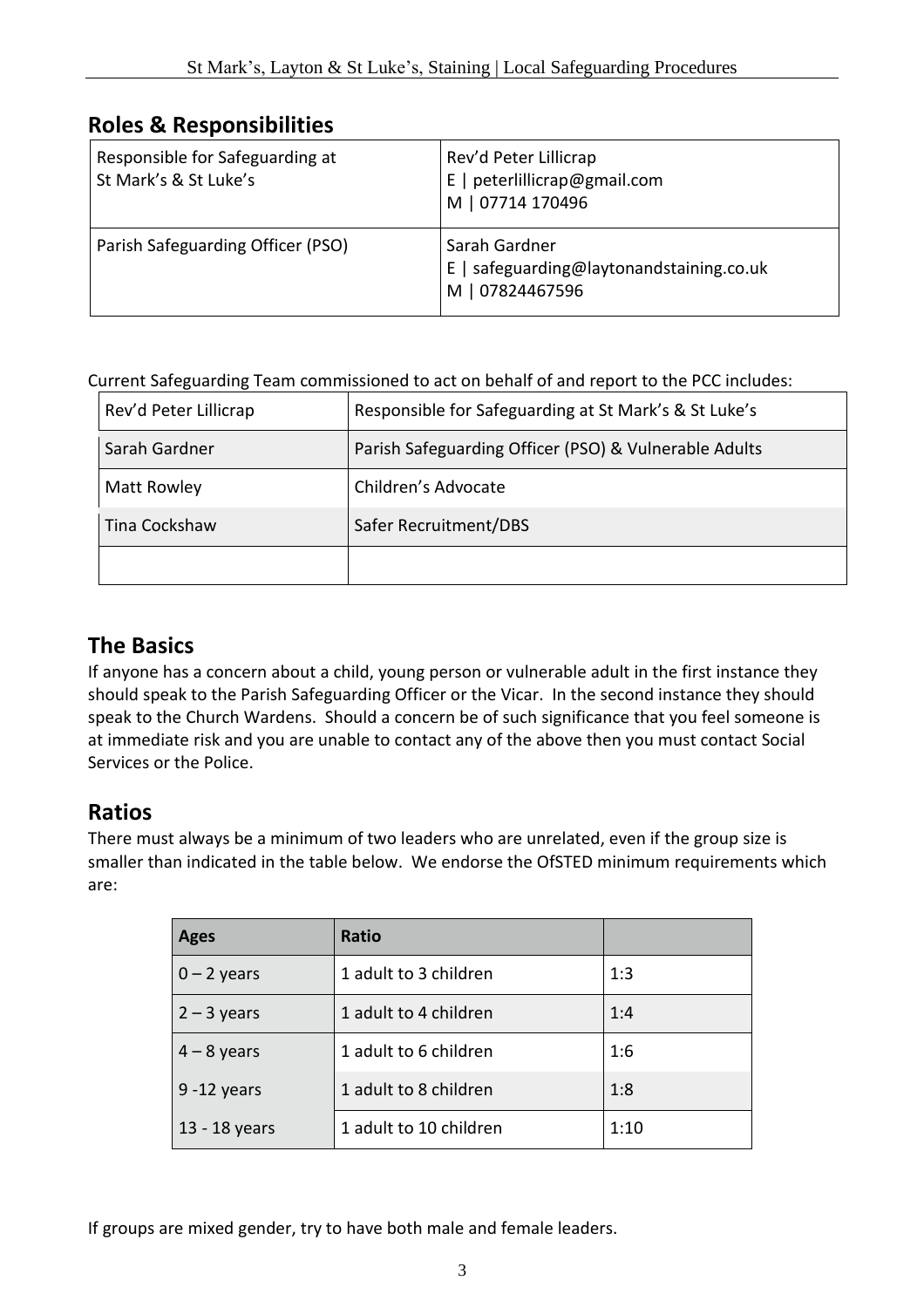## Roles & Responsibilities

| | |
|---|---|
| Responsible for Safeguarding at St Mark's & St Luke's | Rev'd Peter Lillicrap<br>E \| peterlillicrap@gmail.com<br>M \| 07714 170496 |
| Parish Safeguarding Officer (PSO) | Sarah Gardner<br>E \| safeguarding@laytonandstaining.co.uk<br>M \| 07824467596 |

Current Safeguarding Team commissioned to act on behalf of and report to the PCC includes:

| | |
|---|---|
| Rev'd Peter Lillicrap | Responsible for Safeguarding at St Mark's & St Luke's |
| Sarah Gardner | Parish Safeguarding Officer (PSO) & Vulnerable Adults |
| Matt Rowley | Children's Advocate |
| Tina Cockshaw | Safer Recruitment/DBS |
| | |

## The Basics

If anyone has a concern about a child, young person or vulnerable adult in the first instance they should speak to the Parish Safeguarding Officer or the Vicar. In the second instance they should speak to the Church Wardens. Should a concern be of such significance that you feel someone is at immediate risk and you are unable to contact any of the above then you must contact Social Services or the Police.

## Ratios

There must always be a minimum of two leaders who are unrelated, even if the group size is smaller than indicated in the table below. We endorse the OfSTED minimum requirements which are:

| Ages | Ratio | |
|---|---|---|
| 0 – 2 years | 1 adult to 3 children | 1:3 |
| 2 – 3 years | 1 adult to 4 children | 1:4 |
| 4 – 8 years | 1 adult to 6 children | 1:6 |
| 9 -12 years | 1 adult to 8 children | 1:8 |
| 13 - 18 years | 1 adult to 10 children | 1:10 |

If groups are mixed gender, try to have both male and female leaders.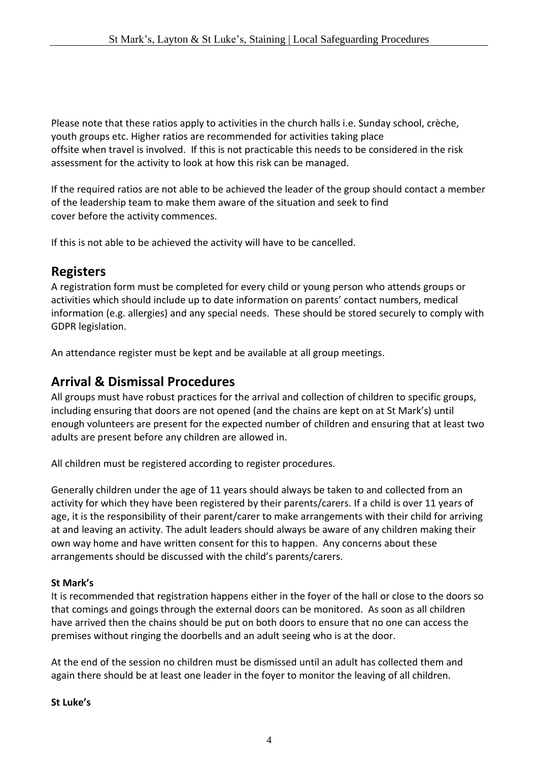Please note that these ratios apply to activities in the church halls i.e. Sunday school, crèche, youth groups etc. Higher ratios are recommended for activities taking place offsite when travel is involved. If this is not practicable this needs to be considered in the risk assessment for the activity to look at how this risk can be managed.

If the required ratios are not able to be achieved the leader of the group should contact a member of the leadership team to make them aware of the situation and seek to find cover before the activity commences.

If this is not able to be achieved the activity will have to be cancelled.

## Registers

A registration form must be completed for every child or young person who attends groups or activities which should include up to date information on parents' contact numbers, medical information (e.g. allergies) and any special needs. These should be stored securely to comply with GDPR legislation.

An attendance register must be kept and be available at all group meetings.

## Arrival & Dismissal Procedures

All groups must have robust practices for the arrival and collection of children to specific groups, including ensuring that doors are not opened (and the chains are kept on at St Mark's) until enough volunteers are present for the expected number of children and ensuring that at least two adults are present before any children are allowed in.

All children must be registered according to register procedures.

Generally children under the age of 11 years should always be taken to and collected from an activity for which they have been registered by their parents/carers. If a child is over 11 years of age, it is the responsibility of their parent/carer to make arrangements with their child for arriving at and leaving an activity. The adult leaders should always be aware of any children making their own way home and have written consent for this to happen. Any concerns about these arrangements should be discussed with the child's parents/carers.

**St Mark's**

It is recommended that registration happens either in the foyer of the hall or close to the doors so that comings and goings through the external doors can be monitored. As soon as all children have arrived then the chains should be put on both doors to ensure that no one can access the premises without ringing the doorbells and an adult seeing who is at the door.

At the end of the session no children must be dismissed until an adult has collected them and again there should be at least one leader in the foyer to monitor the leaving of all children.

**St Luke's**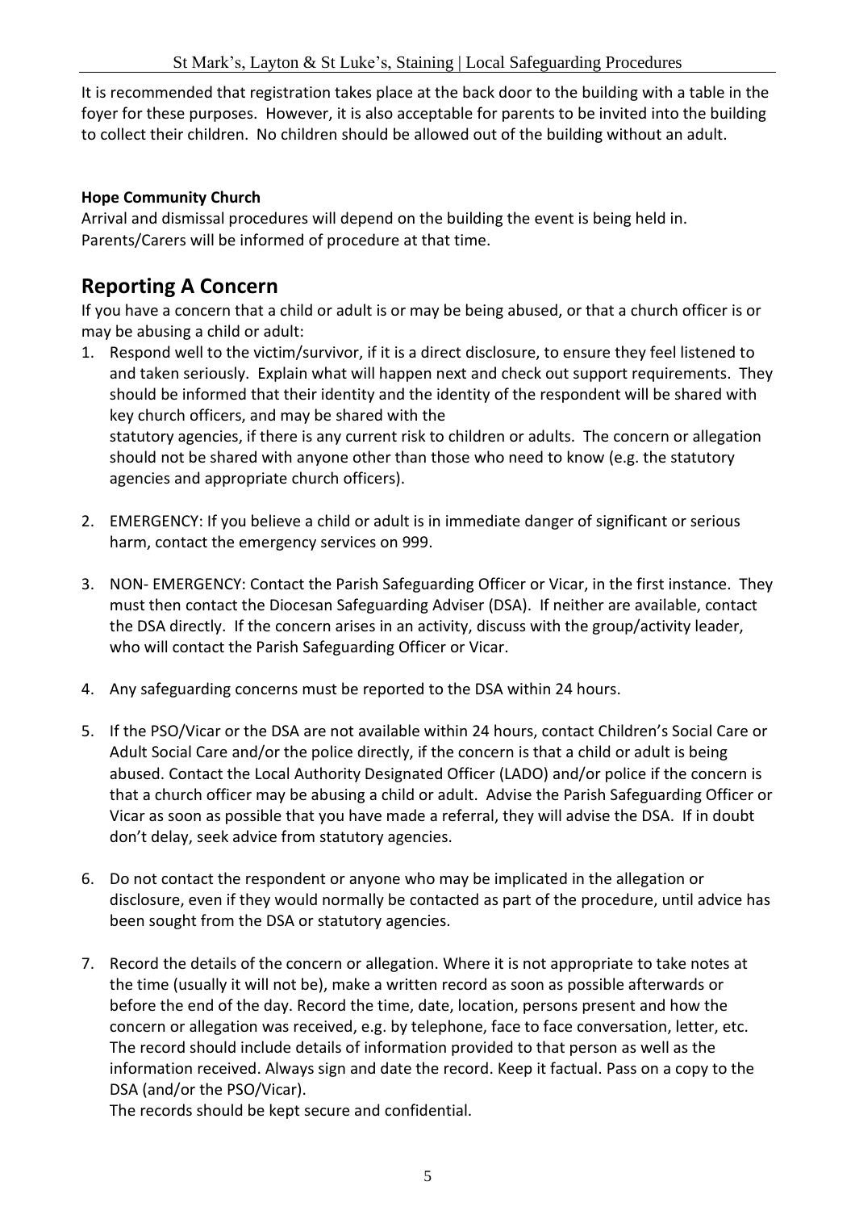It is recommended that registration takes place at the back door to the building with a table in the foyer for these purposes. However, it is also acceptable for parents to be invited into the building to collect their children. No children should be allowed out of the building without an adult.

**Hope Community Church**

Arrival and dismissal procedures will depend on the building the event is being held in. Parents/Carers will be informed of procedure at that time.

## Reporting A Concern

If you have a concern that a child or adult is or may be being abused, or that a church officer is or may be abusing a child or adult:

1. Respond well to the victim/survivor, if it is a direct disclosure, to ensure they feel listened to and taken seriously. Explain what will happen next and check out support requirements. They should be informed that their identity and the identity of the respondent will be shared with key church officers, and may be shared with the statutory agencies, if there is any current risk to children or adults. The concern or allegation should not be shared with anyone other than those who need to know (e.g. the statutory agencies and appropriate church officers).

2. EMERGENCY: If you believe a child or adult is in immediate danger of significant or serious harm, contact the emergency services on 999.

3. NON- EMERGENCY: Contact the Parish Safeguarding Officer or Vicar, in the first instance. They must then contact the Diocesan Safeguarding Adviser (DSA). If neither are available, contact the DSA directly. If the concern arises in an activity, discuss with the group/activity leader, who will contact the Parish Safeguarding Officer or Vicar.

4. Any safeguarding concerns must be reported to the DSA within 24 hours.

5. If the PSO/Vicar or the DSA are not available within 24 hours, contact Children's Social Care or Adult Social Care and/or the police directly, if the concern is that a child or adult is being abused. Contact the Local Authority Designated Officer (LADO) and/or police if the concern is that a church officer may be abusing a child or adult. Advise the Parish Safeguarding Officer or Vicar as soon as possible that you have made a referral, they will advise the DSA. If in doubt don't delay, seek advice from statutory agencies.

6. Do not contact the respondent or anyone who may be implicated in the allegation or disclosure, even if they would normally be contacted as part of the procedure, until advice has been sought from the DSA or statutory agencies.

7. Record the details of the concern or allegation. Where it is not appropriate to take notes at the time (usually it will not be), make a written record as soon as possible afterwards or before the end of the day. Record the time, date, location, persons present and how the concern or allegation was received, e.g. by telephone, face to face conversation, letter, etc. The record should include details of information provided to that person as well as the information received. Always sign and date the record. Keep it factual. Pass on a copy to the DSA (and/or the PSO/Vicar).
   The records should be kept secure and confidential.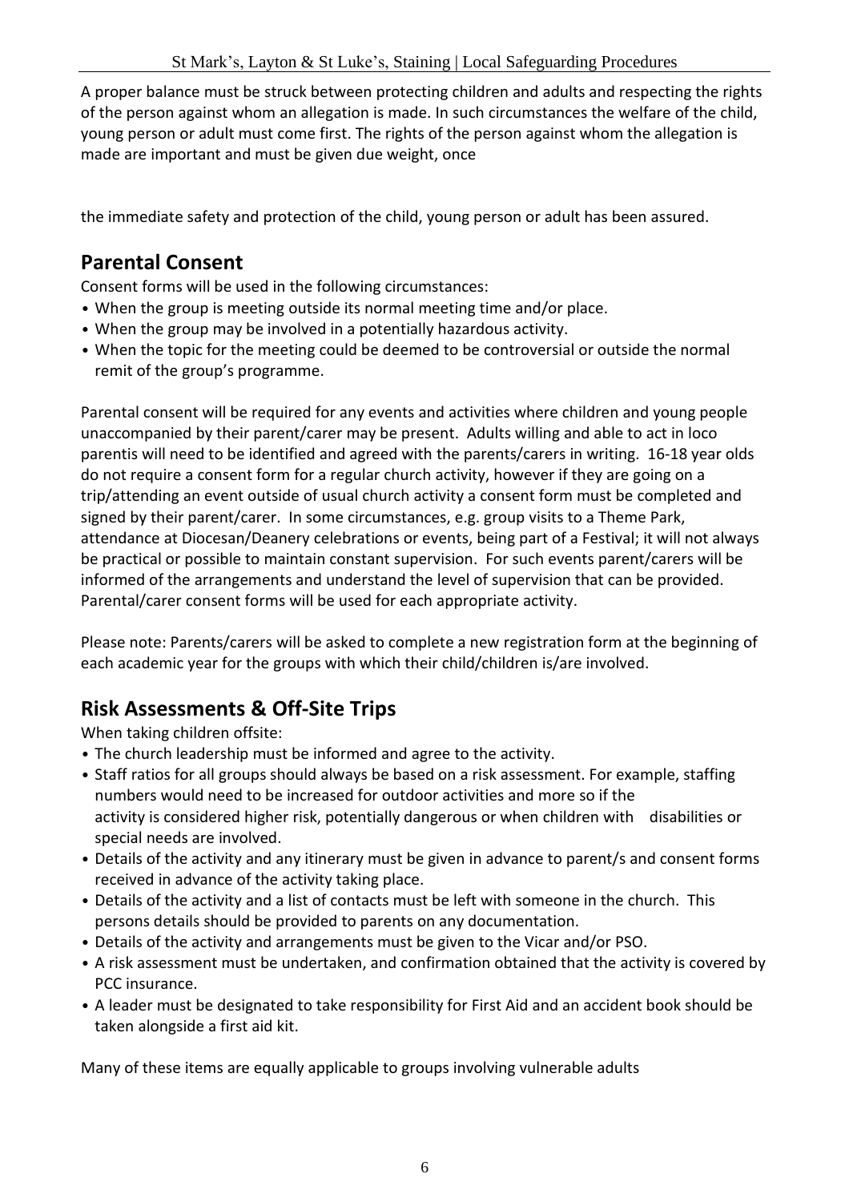A proper balance must be struck between protecting children and adults and respecting the rights of the person against whom an allegation is made. In such circumstances the welfare of the child, young person or adult must come first. The rights of the person against whom the allegation is made are important and must be given due weight, once

the immediate safety and protection of the child, young person or adult has been assured.

## Parental Consent

Consent forms will be used in the following circumstances:

- When the group is meeting outside its normal meeting time and/or place.
- When the group may be involved in a potentially hazardous activity.
- When the topic for the meeting could be deemed to be controversial or outside the normal remit of the group's programme.

Parental consent will be required for any events and activities where children and young people unaccompanied by their parent/carer may be present. Adults willing and able to act in loco parentis will need to be identified and agreed with the parents/carers in writing. 16-18 year olds do not require a consent form for a regular church activity, however if they are going on a trip/attending an event outside of usual church activity a consent form must be completed and signed by their parent/carer. In some circumstances, e.g. group visits to a Theme Park, attendance at Diocesan/Deanery celebrations or events, being part of a Festival; it will not always be practical or possible to maintain constant supervision. For such events parent/carers will be informed of the arrangements and understand the level of supervision that can be provided. Parental/carer consent forms will be used for each appropriate activity.

Please note: Parents/carers will be asked to complete a new registration form at the beginning of each academic year for the groups with which their child/children is/are involved.

## Risk Assessments & Off-Site Trips

When taking children offsite:

- The church leadership must be informed and agree to the activity.
- Staff ratios for all groups should always be based on a risk assessment. For example, staffing numbers would need to be increased for outdoor activities and more so if the activity is considered higher risk, potentially dangerous or when children with disabilities or special needs are involved.
- Details of the activity and any itinerary must be given in advance to parent/s and consent forms received in advance of the activity taking place.
- Details of the activity and a list of contacts must be left with someone in the church. This persons details should be provided to parents on any documentation.
- Details of the activity and arrangements must be given to the Vicar and/or PSO.
- A risk assessment must be undertaken, and confirmation obtained that the activity is covered by PCC insurance.
- A leader must be designated to take responsibility for First Aid and an accident book should be taken alongside a first aid kit.

Many of these items are equally applicable to groups involving vulnerable adults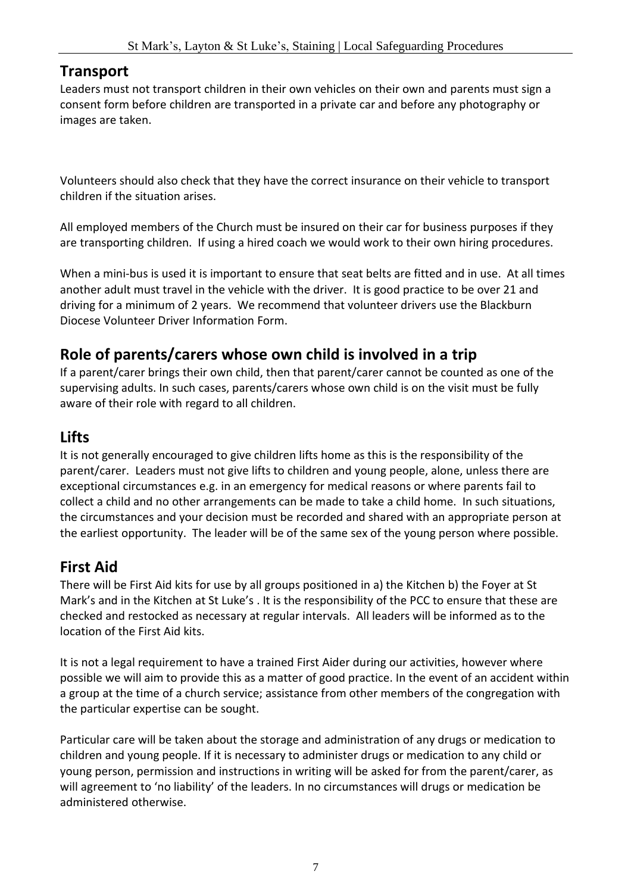## Transport

Leaders must not transport children in their own vehicles on their own and parents must sign a consent form before children are transported in a private car and before any photography or images are taken.

Volunteers should also check that they have the correct insurance on their vehicle to transport children if the situation arises.

All employed members of the Church must be insured on their car for business purposes if they are transporting children. If using a hired coach we would work to their own hiring procedures.

When a mini-bus is used it is important to ensure that seat belts are fitted and in use. At all times another adult must travel in the vehicle with the driver. It is good practice to be over 21 and driving for a minimum of 2 years. We recommend that volunteer drivers use the Blackburn Diocese Volunteer Driver Information Form.

## Role of parents/carers whose own child is involved in a trip

If a parent/carer brings their own child, then that parent/carer cannot be counted as one of the supervising adults. In such cases, parents/carers whose own child is on the visit must be fully aware of their role with regard to all children.

## Lifts

It is not generally encouraged to give children lifts home as this is the responsibility of the parent/carer. Leaders must not give lifts to children and young people, alone, unless there are exceptional circumstances e.g. in an emergency for medical reasons or where parents fail to collect a child and no other arrangements can be made to take a child home. In such situations, the circumstances and your decision must be recorded and shared with an appropriate person at the earliest opportunity. The leader will be of the same sex of the young person where possible.

## First Aid

There will be First Aid kits for use by all groups positioned in a) the Kitchen b) the Foyer at St Mark's and in the Kitchen at St Luke's . It is the responsibility of the PCC to ensure that these are checked and restocked as necessary at regular intervals. All leaders will be informed as to the location of the First Aid kits.

It is not a legal requirement to have a trained First Aider during our activities, however where possible we will aim to provide this as a matter of good practice. In the event of an accident within a group at the time of a church service; assistance from other members of the congregation with the particular expertise can be sought.

Particular care will be taken about the storage and administration of any drugs or medication to children and young people. If it is necessary to administer drugs or medication to any child or young person, permission and instructions in writing will be asked for from the parent/carer, as will agreement to 'no liability' of the leaders. In no circumstances will drugs or medication be administered otherwise.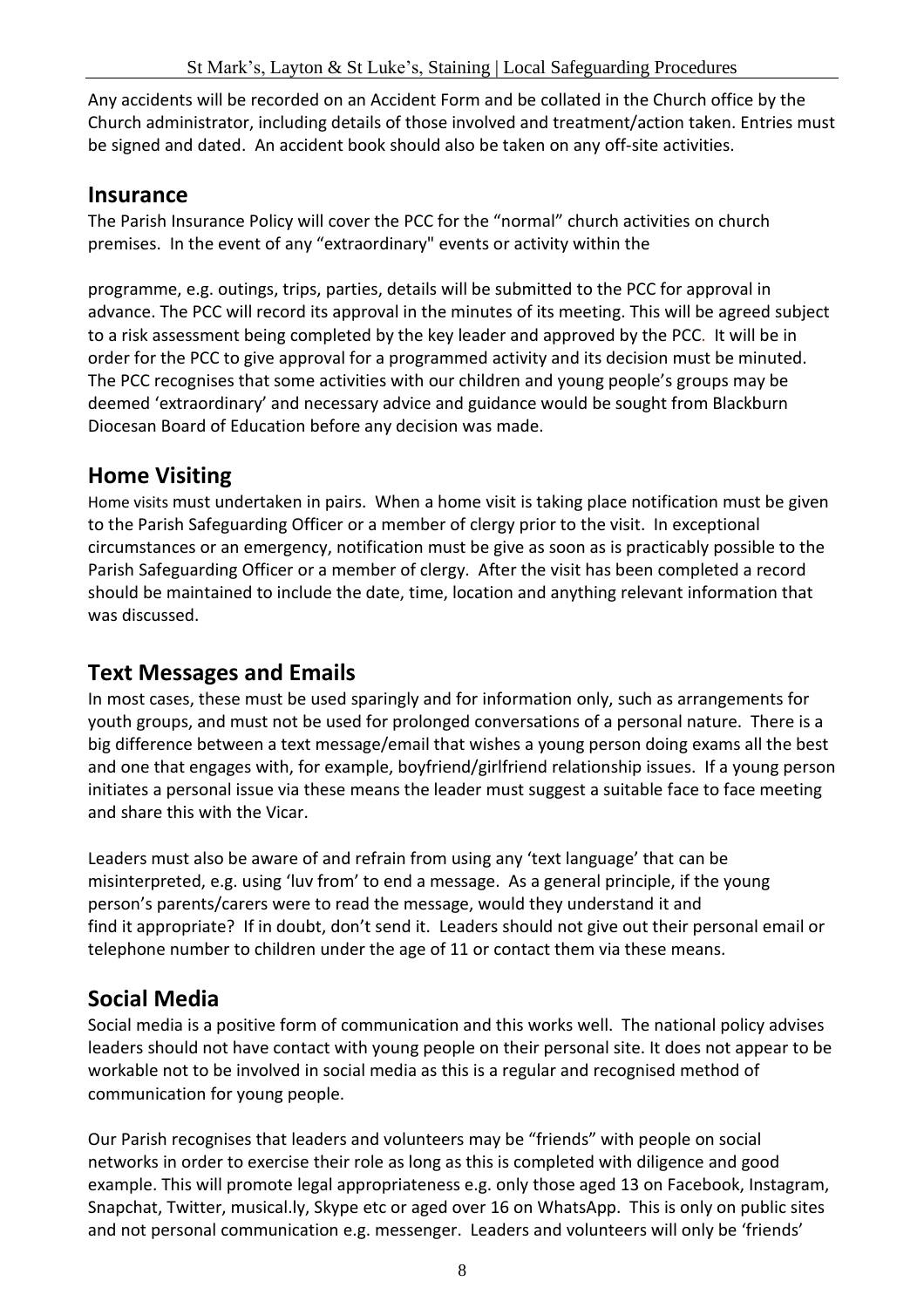Any accidents will be recorded on an Accident Form and be collated in the Church office by the Church administrator, including details of those involved and treatment/action taken. Entries must be signed and dated. An accident book should also be taken on any off-site activities.

## Insurance

The Parish Insurance Policy will cover the PCC for the "normal" church activities on church premises. In the event of any "extraordinary" events or activity within the

programme, e.g. outings, trips, parties, details will be submitted to the PCC for approval in advance. The PCC will record its approval in the minutes of its meeting. This will be agreed subject to a risk assessment being completed by the key leader and approved by the PCC. It will be in order for the PCC to give approval for a programmed activity and its decision must be minuted. The PCC recognises that some activities with our children and young people's groups may be deemed 'extraordinary' and necessary advice and guidance would be sought from Blackburn Diocesan Board of Education before any decision was made.

## Home Visiting

Home visits must undertaken in pairs. When a home visit is taking place notification must be given to the Parish Safeguarding Officer or a member of clergy prior to the visit. In exceptional circumstances or an emergency, notification must be give as soon as is practicably possible to the Parish Safeguarding Officer or a member of clergy. After the visit has been completed a record should be maintained to include the date, time, location and anything relevant information that was discussed.

## Text Messages and Emails

In most cases, these must be used sparingly and for information only, such as arrangements for youth groups, and must not be used for prolonged conversations of a personal nature. There is a big difference between a text message/email that wishes a young person doing exams all the best and one that engages with, for example, boyfriend/girlfriend relationship issues. If a young person initiates a personal issue via these means the leader must suggest a suitable face to face meeting and share this with the Vicar.

Leaders must also be aware of and refrain from using any 'text language' that can be misinterpreted, e.g. using 'luv from' to end a message. As a general principle, if the young person's parents/carers were to read the message, would they understand it and find it appropriate? If in doubt, don't send it. Leaders should not give out their personal email or telephone number to children under the age of 11 or contact them via these means.

## Social Media

Social media is a positive form of communication and this works well. The national policy advises leaders should not have contact with young people on their personal site. It does not appear to be workable not to be involved in social media as this is a regular and recognised method of communication for young people.

Our Parish recognises that leaders and volunteers may be "friends" with people on social networks in order to exercise their role as long as this is completed with diligence and good example. This will promote legal appropriateness e.g. only those aged 13 on Facebook, Instagram, Snapchat, Twitter, musical.ly, Skype etc or aged over 16 on WhatsApp. This is only on public sites and not personal communication e.g. messenger. Leaders and volunteers will only be 'friends'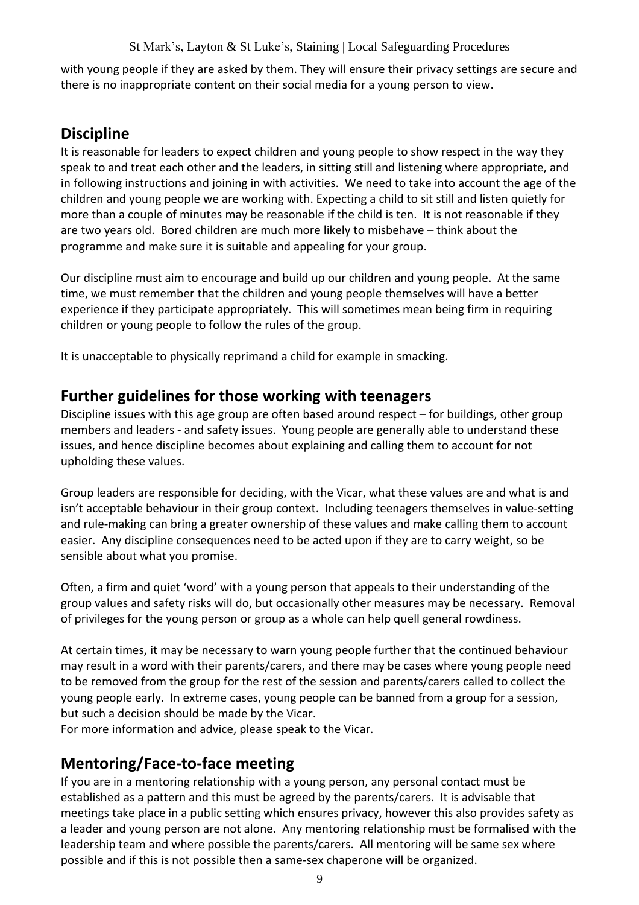with young people if they are asked by them. They will ensure their privacy settings are secure and there is no inappropriate content on their social media for a young person to view.

## Discipline

It is reasonable for leaders to expect children and young people to show respect in the way they speak to and treat each other and the leaders, in sitting still and listening where appropriate, and in following instructions and joining in with activities. We need to take into account the age of the children and young people we are working with. Expecting a child to sit still and listen quietly for more than a couple of minutes may be reasonable if the child is ten. It is not reasonable if they are two years old. Bored children are much more likely to misbehave – think about the programme and make sure it is suitable and appealing for your group.

Our discipline must aim to encourage and build up our children and young people. At the same time, we must remember that the children and young people themselves will have a better experience if they participate appropriately. This will sometimes mean being firm in requiring children or young people to follow the rules of the group.

It is unacceptable to physically reprimand a child for example in smacking.

## Further guidelines for those working with teenagers

Discipline issues with this age group are often based around respect – for buildings, other group members and leaders - and safety issues. Young people are generally able to understand these issues, and hence discipline becomes about explaining and calling them to account for not upholding these values.

Group leaders are responsible for deciding, with the Vicar, what these values are and what is and isn't acceptable behaviour in their group context. Including teenagers themselves in value-setting and rule-making can bring a greater ownership of these values and make calling them to account easier. Any discipline consequences need to be acted upon if they are to carry weight, so be sensible about what you promise.

Often, a firm and quiet 'word' with a young person that appeals to their understanding of the group values and safety risks will do, but occasionally other measures may be necessary. Removal of privileges for the young person or group as a whole can help quell general rowdiness.

At certain times, it may be necessary to warn young people further that the continued behaviour may result in a word with their parents/carers, and there may be cases where young people need to be removed from the group for the rest of the session and parents/carers called to collect the young people early. In extreme cases, young people can be banned from a group for a session, but such a decision should be made by the Vicar.
For more information and advice, please speak to the Vicar.

## Mentoring/Face-to-face meeting

If you are in a mentoring relationship with a young person, any personal contact must be established as a pattern and this must be agreed by the parents/carers. It is advisable that meetings take place in a public setting which ensures privacy, however this also provides safety as a leader and young person are not alone. Any mentoring relationship must be formalised with the leadership team and where possible the parents/carers. All mentoring will be same sex where possible and if this is not possible then a same-sex chaperone will be organized.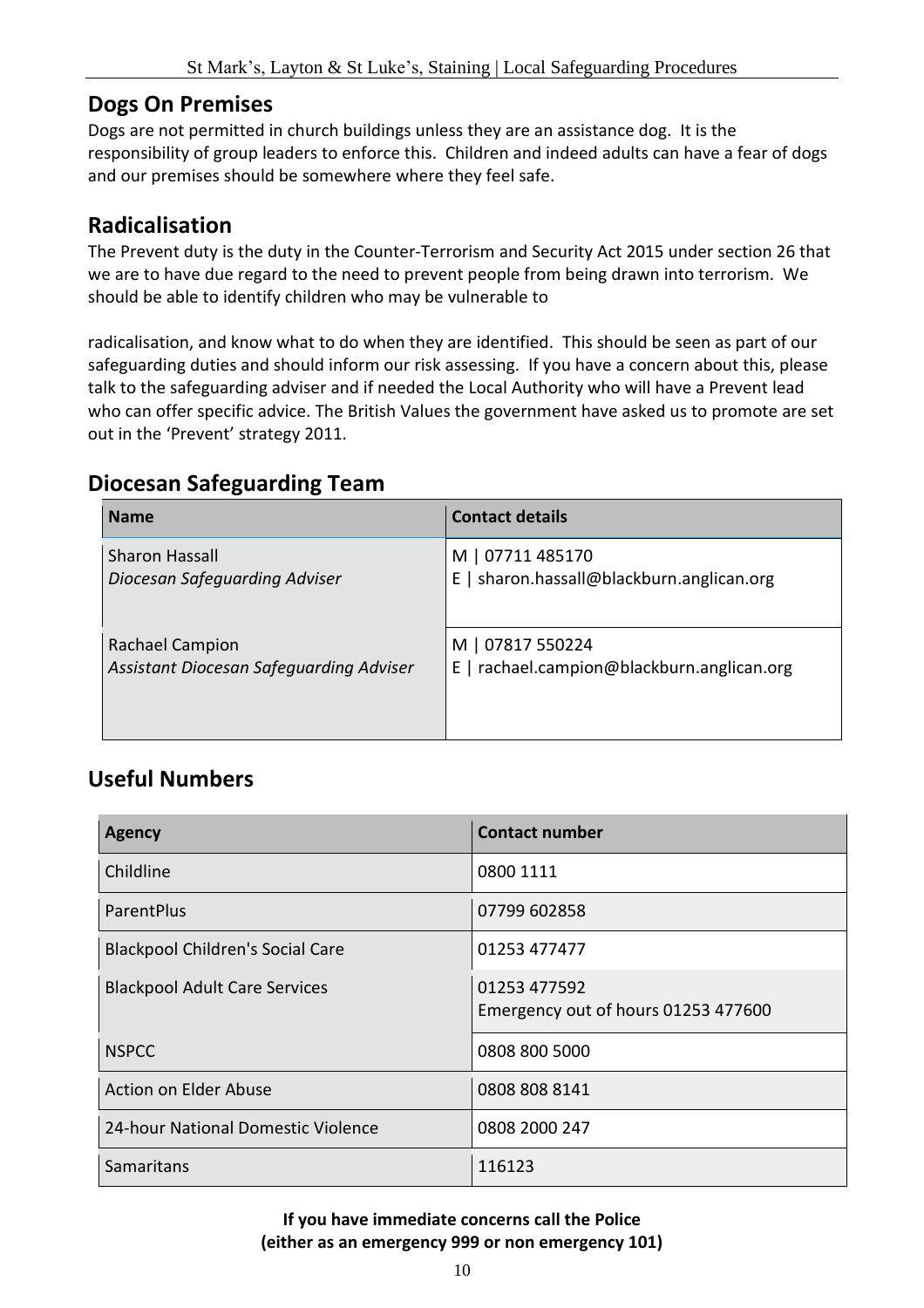## Dogs On Premises

Dogs are not permitted in church buildings unless they are an assistance dog. It is the responsibility of group leaders to enforce this. Children and indeed adults can have a fear of dogs and our premises should be somewhere where they feel safe.

## Radicalisation

The Prevent duty is the duty in the Counter-Terrorism and Security Act 2015 under section 26 that we are to have due regard to the need to prevent people from being drawn into terrorism. We should be able to identify children who may be vulnerable to radicalisation, and know what to do when they are identified. This should be seen as part of our safeguarding duties and should inform our risk assessing. If you have a concern about this, please talk to the safeguarding adviser and if needed the Local Authority who will have a Prevent lead who can offer specific advice. The British Values the government have asked us to promote are set out in the 'Prevent' strategy 2011.

## Diocesan Safeguarding Team

| Name | Contact details |
|---|---|
| Sharon Hassall<br>*Diocesan Safeguarding Adviser* | M \| 07711 485170<br>E \| sharon.hassall@blackburn.anglican.org |
| Rachael Campion<br>*Assistant Diocesan Safeguarding Adviser* | M \| 07817 550224<br>E \| rachael.campion@blackburn.anglican.org |

## Useful Numbers

| Agency | Contact number |
|---|---|
| Childline | 0800 1111 |
| ParentPlus | 07799 602858 |
| Blackpool Children's Social Care | 01253 477477 |
| Blackpool Adult Care Services | 01253 477592<br>Emergency out of hours 01253 477600 |
| NSPCC | 0808 800 5000 |
| Action on Elder Abuse | 0808 808 8141 |
| 24-hour National Domestic Violence | 0808 2000 247 |
| Samaritans | 116123 |

**If you have immediate concerns call the Police**
**(either as an emergency 999 or non emergency 101)**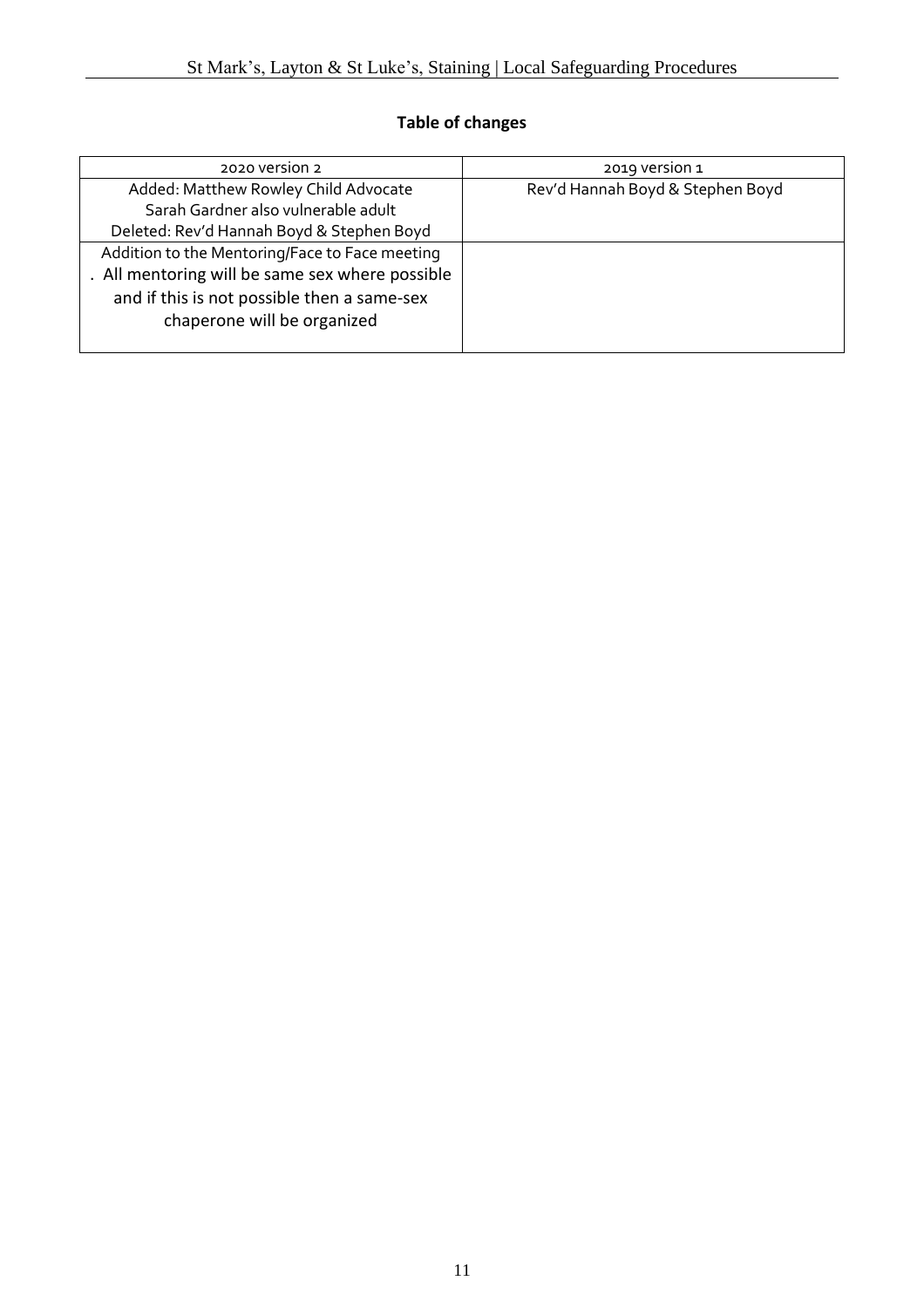## Table of changes

| 2020 version 2 | 2019 version 1 |
|---|---|
| Added: Matthew Rowley Child Advocate<br>Sarah Gardner also vulnerable adult<br>Deleted: Rev'd Hannah Boyd & Stephen Boyd | Rev'd Hannah Boyd & Stephen Boyd |
| Addition to the Mentoring/Face to Face meeting<br>. All mentoring will be same sex where possible and if this is not possible then a same-sex chaperone will be organized | |